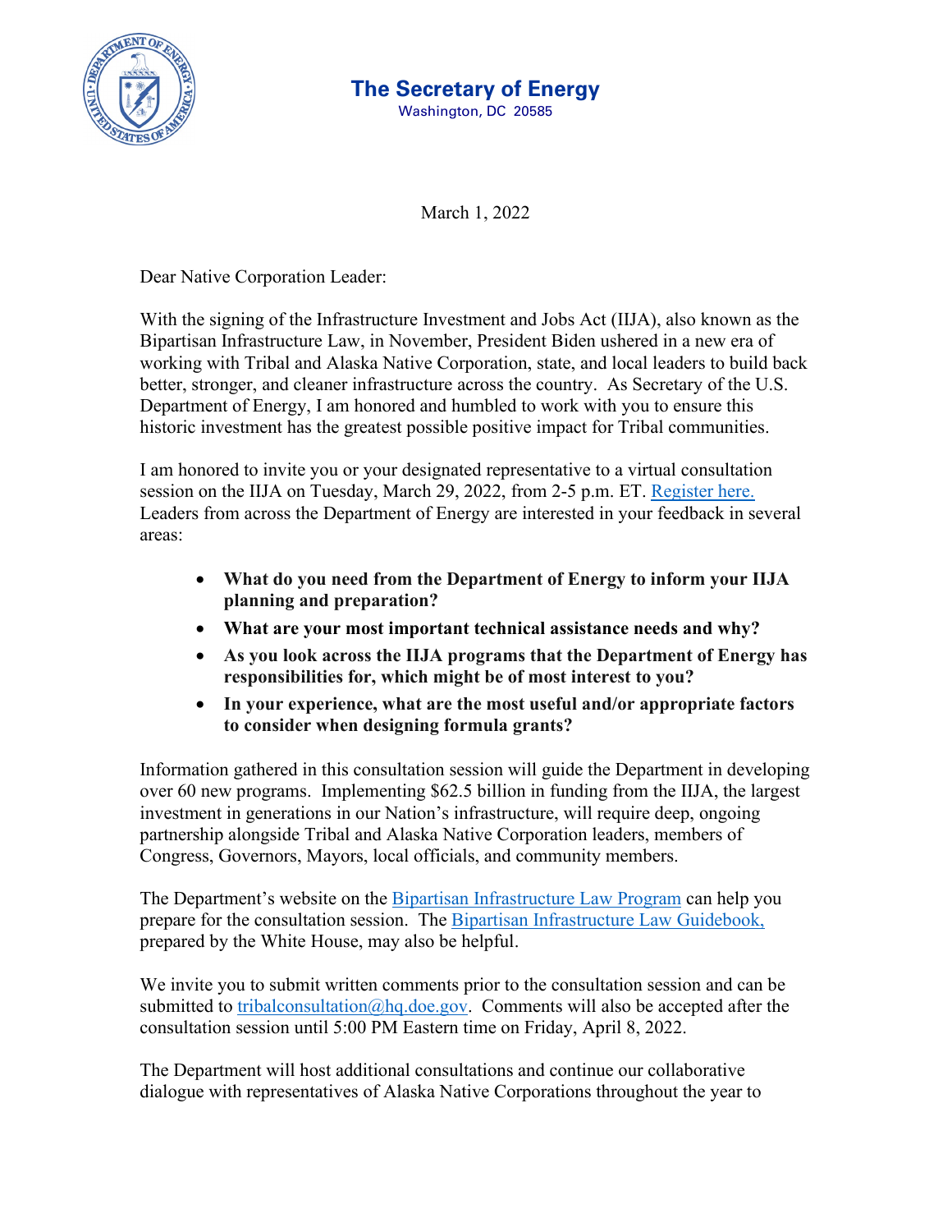# The Secretary of Energy

Washington, DC 20585

March 1, 2022

Dear Native Corporation Leader:

With the signing of the Infrastructure Investment and Jobs Act (IIJA), also known as the Bipartisan Infrastructure Law, in November, President Biden ushered in a new era of working with Tribal and Alaska Native Corporation, state, and local leaders to build back better, stronger, and cleaner infrastructure across the country. As Secretary of the U.S. Department of Energy, I am honored and humbled to work with you to ensure this historic investment has the greatest possible positive impact for Tribal communities.

I am honored to invite you or your designated representative to a virtual consultation session on the IIJA on Tuesday, March 29, 2022, from 2-5 p.m. ET. Register here. Leaders from across the Department of Energy are interested in your feedback in several areas:

- **What do you need from the Department of Energy to inform your IIJA planning and preparation?**
- **What are your most important technical assistance needs and why?**
- **As you look across the IIJA programs that the Department of Energy has responsibilities for, which might be of most interest to you?**
- **In your experience, what are the most useful and/or appropriate factors to consider when designing formula grants?**

Information gathered in this consultation session will guide the Department in developing over 60 new programs. Implementing $62.5 billion in funding from the IIJA, the largest investment in generations in our Nation's infrastructure, will require deep, ongoing partnership alongside Tribal and Alaska Native Corporation leaders, members of Congress, Governors, Mayors, local officials, and community members.

The Department's website on the Bipartisan Infrastructure Law Program can help you prepare for the consultation session. The Bipartisan Infrastructure Law Guidebook, prepared by the White House, may also be helpful.

We invite you to submit written comments prior to the consultation session and can be submitted to tribalconsultation@hq.doe.gov. Comments will also be accepted after the consultation session until 5:00 PM Eastern time on Friday, April 8, 2022.

The Department will host additional consultations and continue our collaborative dialogue with representatives of Alaska Native Corporations throughout the year to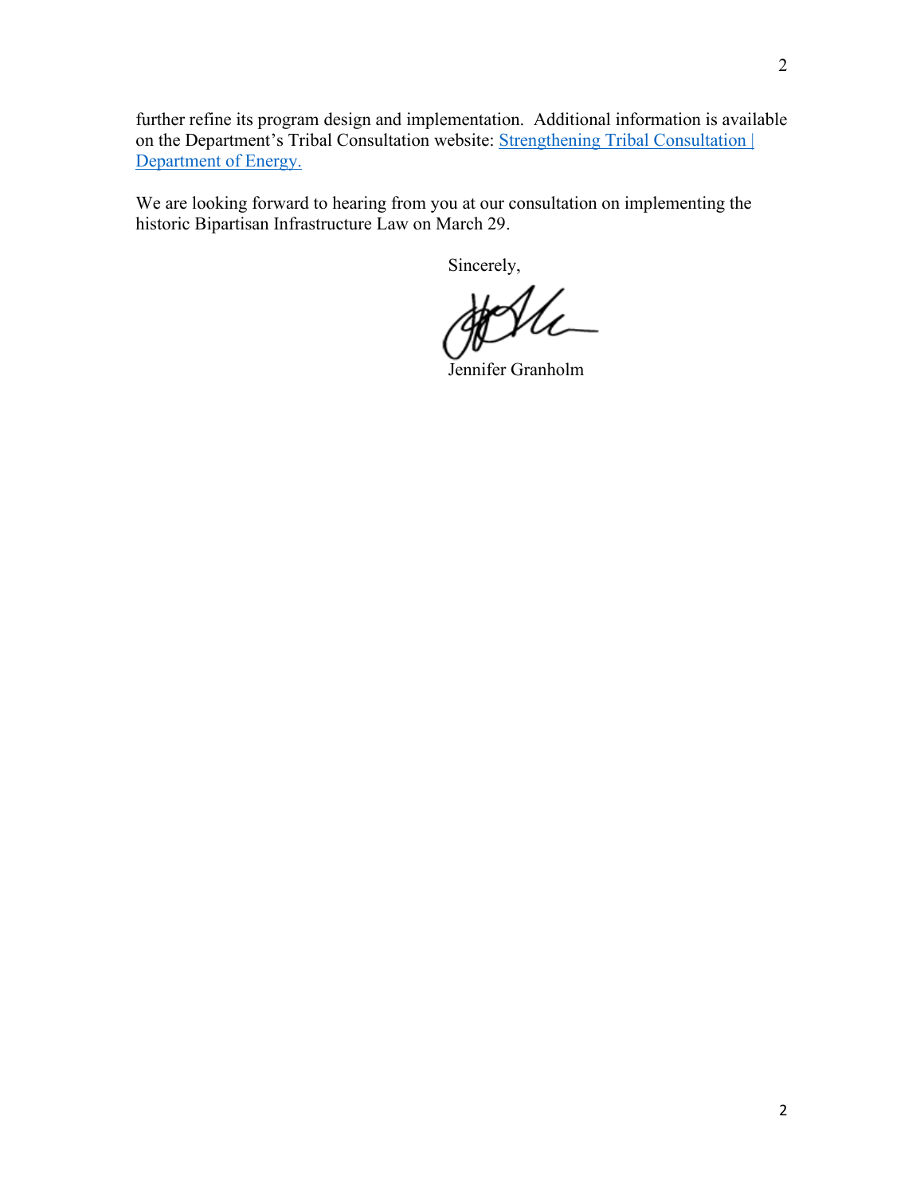further refine its program design and implementation. Additional information is available on the Department's Tribal Consultation website: [Strengthening Tribal Consultation | Department of Energy.]()

We are looking forward to hearing from you at our consultation on implementing the historic Bipartisan Infrastructure Law on March 29.

Sincerely,

Jennifer Granholm